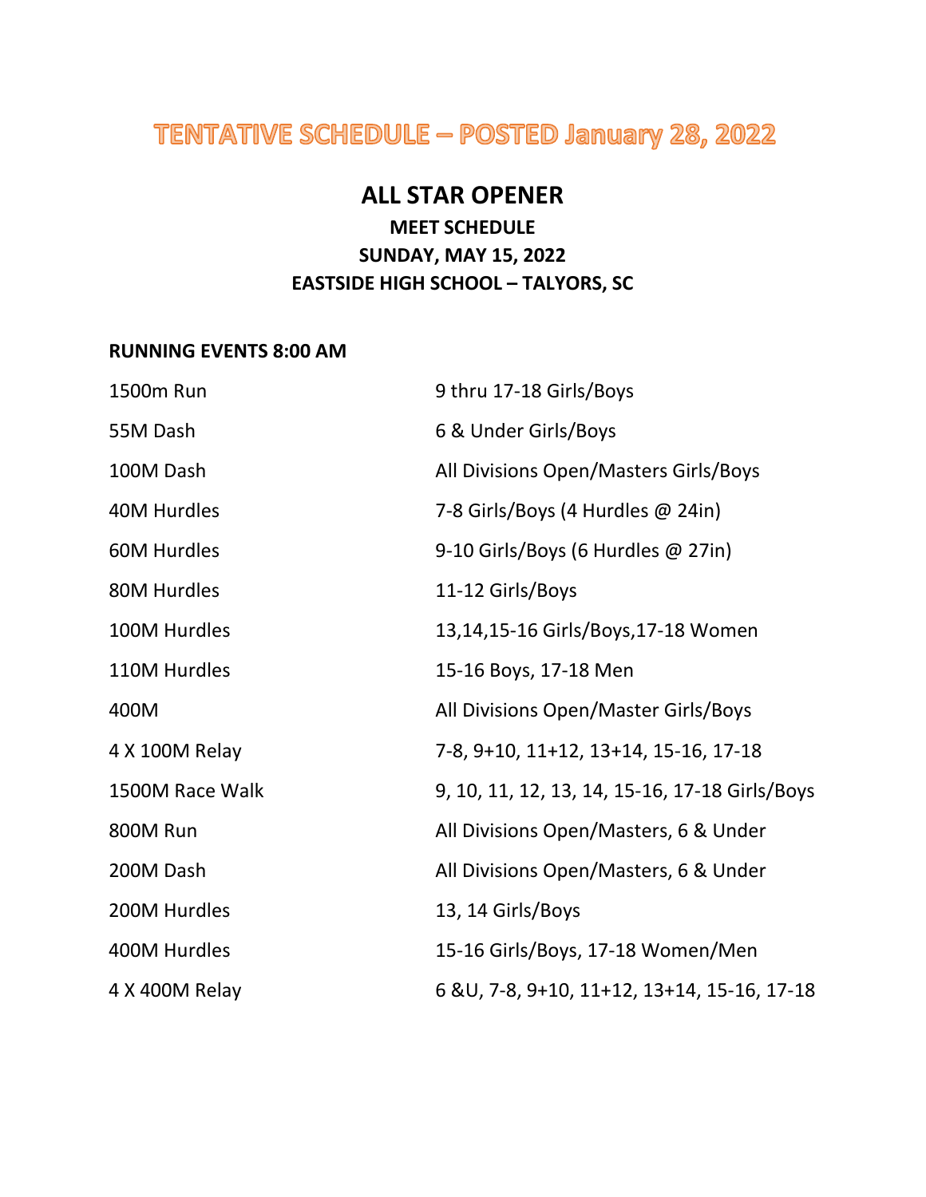# TENTATIVE SCHEDULE – POSTED January 28, 2022

## ALL STAR OPENER

### MEET SCHEDULE
### SUNDAY, MAY 15, 2022
### EASTSIDE HIGH SCHOOL – TALYORS, SC

**RUNNING EVENTS 8:00 AM**

| | |
|---|---|
| 1500m Run | 9 thru 17-18 Girls/Boys |
| 55M Dash | 6 & Under Girls/Boys |
| 100M Dash | All Divisions Open/Masters Girls/Boys |
| 40M Hurdles | 7-8 Girls/Boys (4 Hurdles @ 24in) |
| 60M Hurdles | 9-10 Girls/Boys (6 Hurdles @ 27in) |
| 80M Hurdles | 11-12 Girls/Boys |
| 100M Hurdles | 13,14,15-16 Girls/Boys,17-18 Women |
| 110M Hurdles | 15-16 Boys, 17-18 Men |
| 400M | All Divisions Open/Master Girls/Boys |
| 4 X 100M Relay | 7-8, 9+10, 11+12, 13+14, 15-16, 17-18 |
| 1500M Race Walk | 9, 10, 11, 12, 13, 14, 15-16, 17-18 Girls/Boys |
| 800M Run | All Divisions Open/Masters, 6 & Under |
| 200M Dash | All Divisions Open/Masters, 6 & Under |
| 200M Hurdles | 13, 14 Girls/Boys |
| 400M Hurdles | 15-16 Girls/Boys, 17-18 Women/Men |
| 4 X 400M Relay | 6 &U, 7-8, 9+10, 11+12, 13+14, 15-16, 17-18 |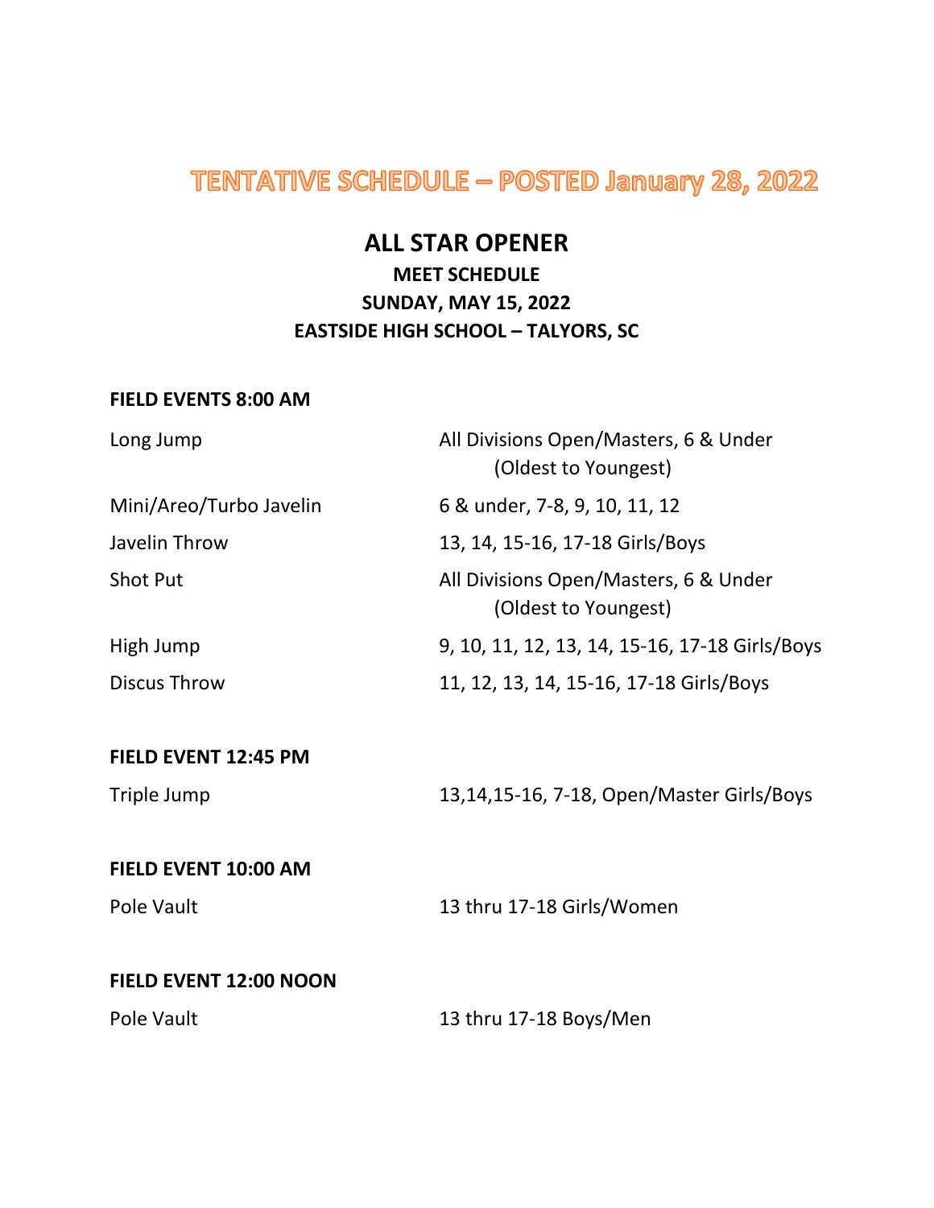# TENTATIVE SCHEDULE – POSTED January 28, 2022

## ALL STAR OPENER

### MEET SCHEDULE
### SUNDAY, MAY 15, 2022
### EASTSIDE HIGH SCHOOL – TALYORS, SC

**FIELD EVENTS 8:00 AM**

| | |
|---|---|
| Long Jump | All Divisions Open/Masters, 6 & Under (Oldest to Youngest) |
| Mini/Areo/Turbo Javelin | 6 & under, 7-8, 9, 10, 11, 12 |
| Javelin Throw | 13, 14, 15-16, 17-18 Girls/Boys |
| Shot Put | All Divisions Open/Masters, 6 & Under (Oldest to Youngest) |
| High Jump | 9, 10, 11, 12, 13, 14, 15-16, 17-18 Girls/Boys |
| Discus Throw | 11, 12, 13, 14, 15-16, 17-18 Girls/Boys |

**FIELD EVENT 12:45 PM**

| | |
|---|---|
| Triple Jump | 13,14,15-16, 7-18, Open/Master Girls/Boys |

**FIELD EVENT 10:00 AM**

| | |
|---|---|
| Pole Vault | 13 thru 17-18 Girls/Women |

**FIELD EVENT 12:00 NOON**

| | |
|---|---|
| Pole Vault | 13 thru 17-18 Boys/Men |